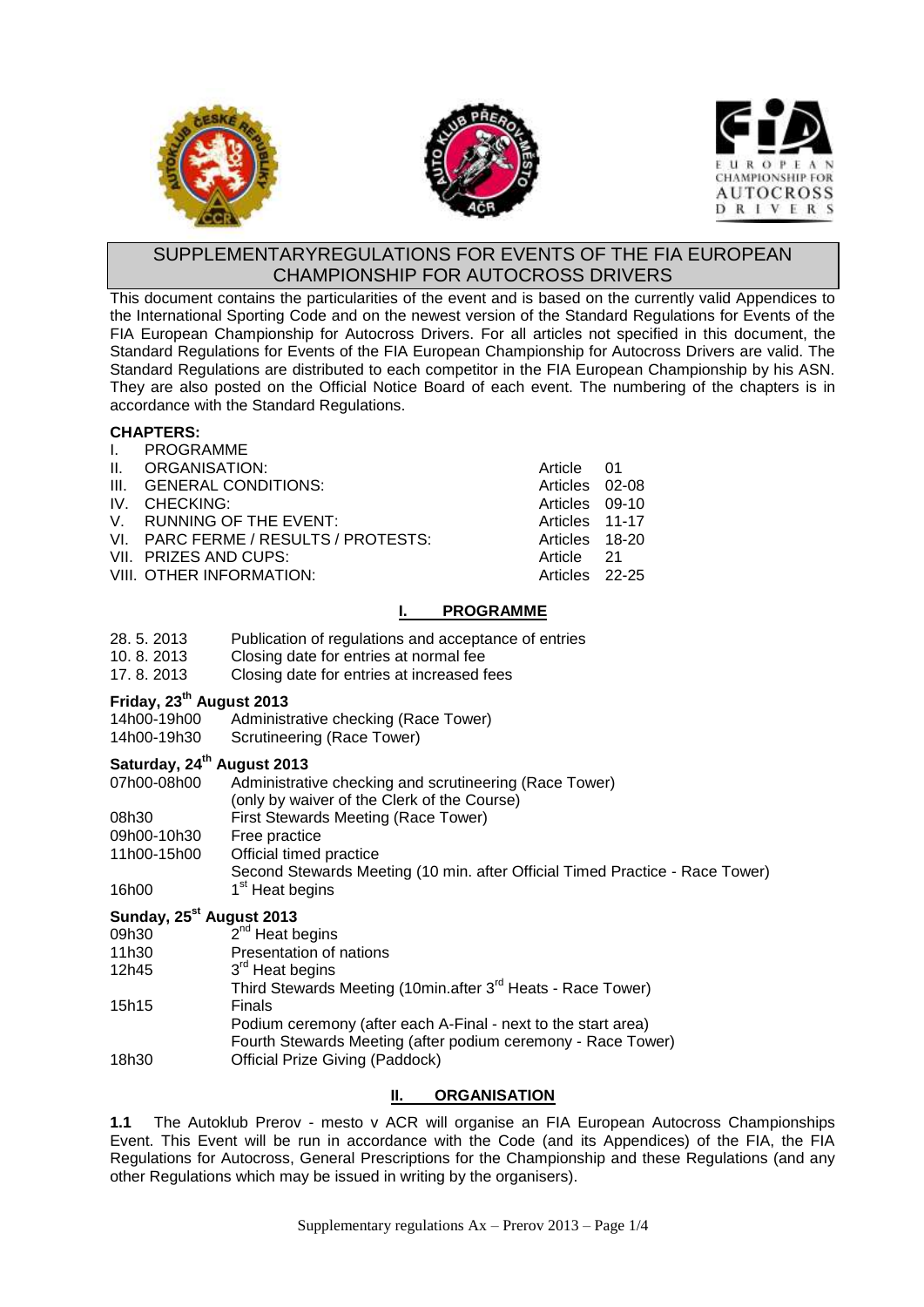# SUPPLEMENTARYREGULATIONS FOR EVENTS OF THE FIA EUROPEAN CHAMPIONSHIP FOR AUTOCROSS DRIVERS

This document contains the particularities of the event and is based on the currently valid Appendices to the International Sporting Code and on the newest version of the Standard Regulations for Events of the FIA European Championship for Autocross Drivers. For all articles not specified in this document, the Standard Regulations for Events of the FIA European Championship for Autocross Drivers are valid. The Standard Regulations are distributed to each competitor in the FIA European Championship by his ASN. They are also posted on the Official Notice Board of each event. The numbering of the chapters is in accordance with the Standard Regulations.

**CHAPTERS:**

| | | |
|---|---|---|
| I. | PROGRAMME | |
| II. | ORGANISATION: | Article 01 |
| III. | GENERAL CONDITIONS: | Articles 02-08 |
| IV. | CHECKING: | Articles 09-10 |
| V. | RUNNING OF THE EVENT: | Articles 11-17 |
| VI. | PARC FERME / RESULTS / PROTESTS: | Articles 18-20 |
| VII. | PRIZES AND CUPS: | Article 21 |
| VIII. | OTHER INFORMATION: | Articles 22-25 |

## I. PROGRAMME

| | |
|---|---|
| 28. 5. 2013 | Publication of regulations and acceptance of entries |
| 10. 8. 2013 | Closing date for entries at normal fee |
| 17. 8. 2013 | Closing date for entries at increased fees |

**Friday, 23th August 2013**

| | |
|---|---|
| 14h00-19h00 | Administrative checking (Race Tower) |
| 14h00-19h30 | Scrutineering (Race Tower) |

**Saturday, 24th August 2013**

| | |
|---|---|
| 07h00-08h00 | Administrative checking and scrutineering (Race Tower) (only by waiver of the Clerk of the Course) |
| 08h30 | First Stewards Meeting (Race Tower) |
| 09h00-10h30 | Free practice |
| 11h00-15h00 | Official timed practice |
| | Second Stewards Meeting (10 min. after Official Timed Practice - Race Tower) |
| 16h00 | 1st Heat begins |

**Sunday, 25st August 2013**

| | |
|---|---|
| 09h30 | 2nd Heat begins |
| 11h30 | Presentation of nations |
| 12h45 | 3rd Heat begins |
| | Third Stewards Meeting (10min.after 3rd Heats - Race Tower) |
| 15h15 | Finals |
| | Podium ceremony (after each A-Final - next to the start area) |
| | Fourth Stewards Meeting (after podium ceremony - Race Tower) |
| 18h30 | Official Prize Giving (Paddock) |

## II. ORGANISATION

**1.1** The Autoklub Prerov - mesto v ACR will organise an FIA European Autocross Championships Event. This Event will be run in accordance with the Code (and its Appendices) of the FIA, the FIA Regulations for Autocross, General Prescriptions for the Championship and these Regulations (and any other Regulations which may be issued in writing by the organisers).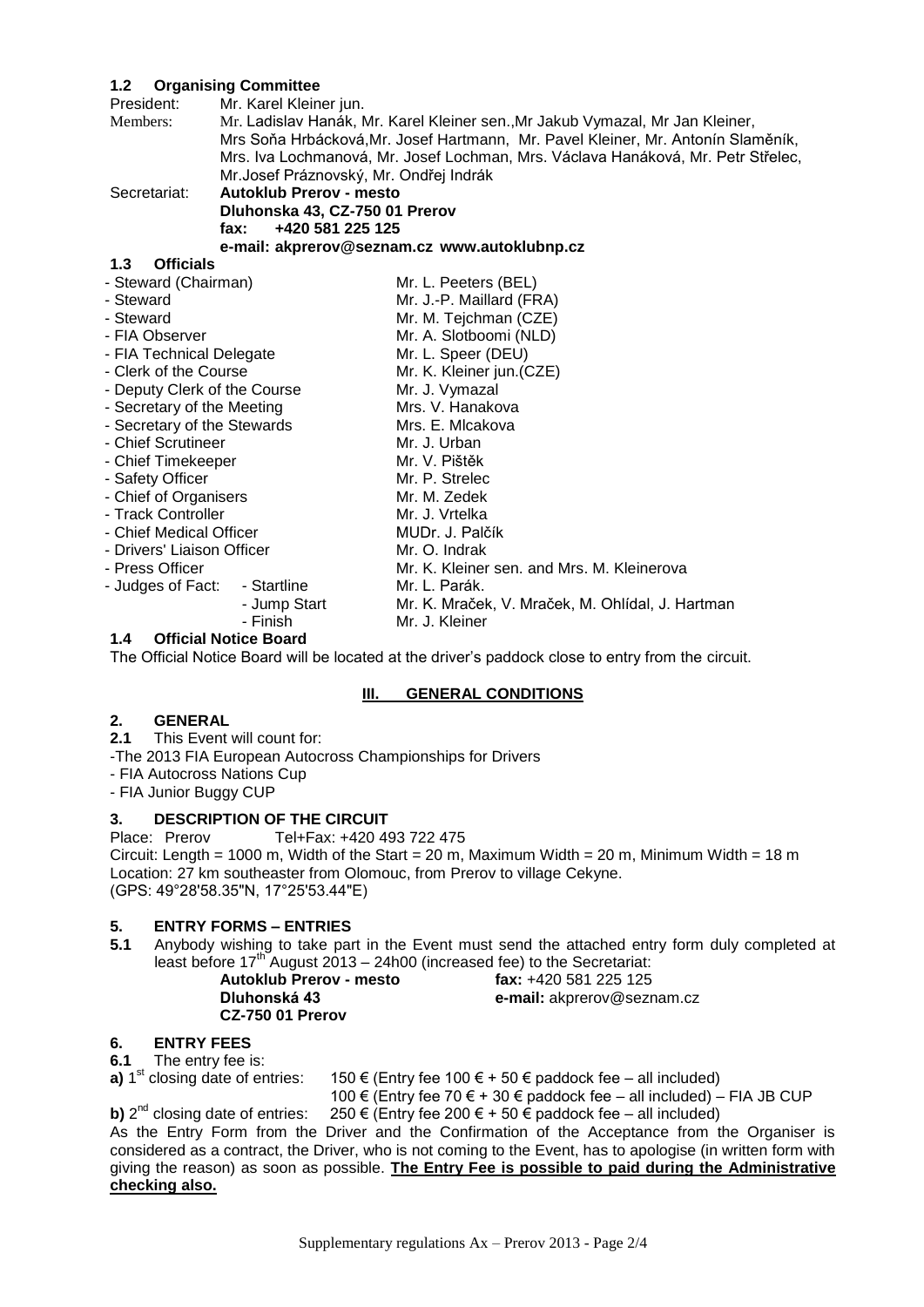### 1.2 Organising Committee

President: Mr. Karel Kleiner jun.

Members: Mr. Ladislav Hanák, Mr. Karel Kleiner sen.,Mr Jakub Vymazal, Mr Jan Kleiner, Mrs Soňa Hrbácková,Mr. Josef Hartmann, Mr. Pavel Kleiner, Mr. Antonín Slaměník, Mrs. Iva Lochmanová, Mr. Josef Lochman, Mrs. Václava Hanáková, Mr. Petr Střelec, Mr.Josef Práznovský, Mr. Ondřej Indrák

Secretariat: **Autoklub Prerov - mesto**
**Dluhonska 43, CZ-750 01 Prerov**
**fax: +420 581 225 125**
**e-mail: akprerov@seznam.cz www.autoklubnp.cz**

### 1.3 Officials

| | |
|---|---|
| - Steward (Chairman) | Mr. L. Peeters (BEL) |
| - Steward | Mr. J.-P. Maillard (FRA) |
| - Steward | Mr. M. Tejchman (CZE) |
| - FIA Observer | Mr. A. Slotboomi (NLD) |
| - FIA Technical Delegate | Mr. L. Speer (DEU) |
| - Clerk of the Course | Mr. K. Kleiner jun.(CZE) |
| - Deputy Clerk of the Course | Mr. J. Vymazal |
| - Secretary of the Meeting | Mrs. V. Hanakova |
| - Secretary of the Stewards | Mrs. E. Mlcakova |
| - Chief Scrutineer | Mr. J. Urban |
| - Chief Timekeeper | Mr. V. Pištěk |
| - Safety Officer | Mr. P. Strelec |
| - Chief of Organisers | Mr. M. Zedek |
| - Track Controller | Mr. J. Vrtelka |
| - Chief Medical Officer | MUDr. J. Palčík |
| - Drivers' Liaison Officer | Mr. O. Indrak |
| - Press Officer | Mr. K. Kleiner sen. and Mrs. M. Kleinerova |
| - Judges of Fact: - Startline | Mr. L. Parák. |
| - Jump Start | Mr. K. Mraček, V. Mraček, M. Ohlídal, J. Hartman |
| - Finish | Mr. J. Kleiner |

### 1.4 Official Notice Board

The Official Notice Board will be located at the driver's paddock close to entry from the circuit.

## III. GENERAL CONDITIONS

### 2. GENERAL

**2.1** This Event will count for:

-The 2013 FIA European Autocross Championships for Drivers
- FIA Autocross Nations Cup
- FIA Junior Buggy CUP

### 3. DESCRIPTION OF THE CIRCUIT

Place: Prerov Tel+Fax: +420 493 722 475

Circuit: Length = 1000 m, Width of the Start = 20 m, Maximum Width = 20 m, Minimum Width = 18 m
Location: 27 km southeaster from Olomouc, from Prerov to village Cekyne.
(GPS: 49°28'58.35"N, 17°25'53.44"E)

### 5. ENTRY FORMS – ENTRIES

**5.1** Anybody wishing to take part in the Event must send the attached entry form duly completed at least before 17th August 2013 – 24h00 (increased fee) to the Secretariat:

**Autoklub Prerov - mesto** **fax:** +420 581 225 125
**Dluhonská 43** **e-mail:** akprerov@seznam.cz
**CZ-750 01 Prerov**

### 6. ENTRY FEES

**6.1** The entry fee is:

**a)** 1st closing date of entries: 150 € (Entry fee 100 € + 50 € paddock fee – all included)
100 € (Entry fee 70 € + 30 € paddock fee – all included) – FIA JB CUP

**b)** 2nd closing date of entries: 250 € (Entry fee 200 € + 50 € paddock fee – all included)

As the Entry Form from the Driver and the Confirmation of the Acceptance from the Organiser is considered as a contract, the Driver, who is not coming to the Event, has to apologise (in written form with giving the reason) as soon as possible. **The Entry Fee is possible to paid during the Administrative checking also.**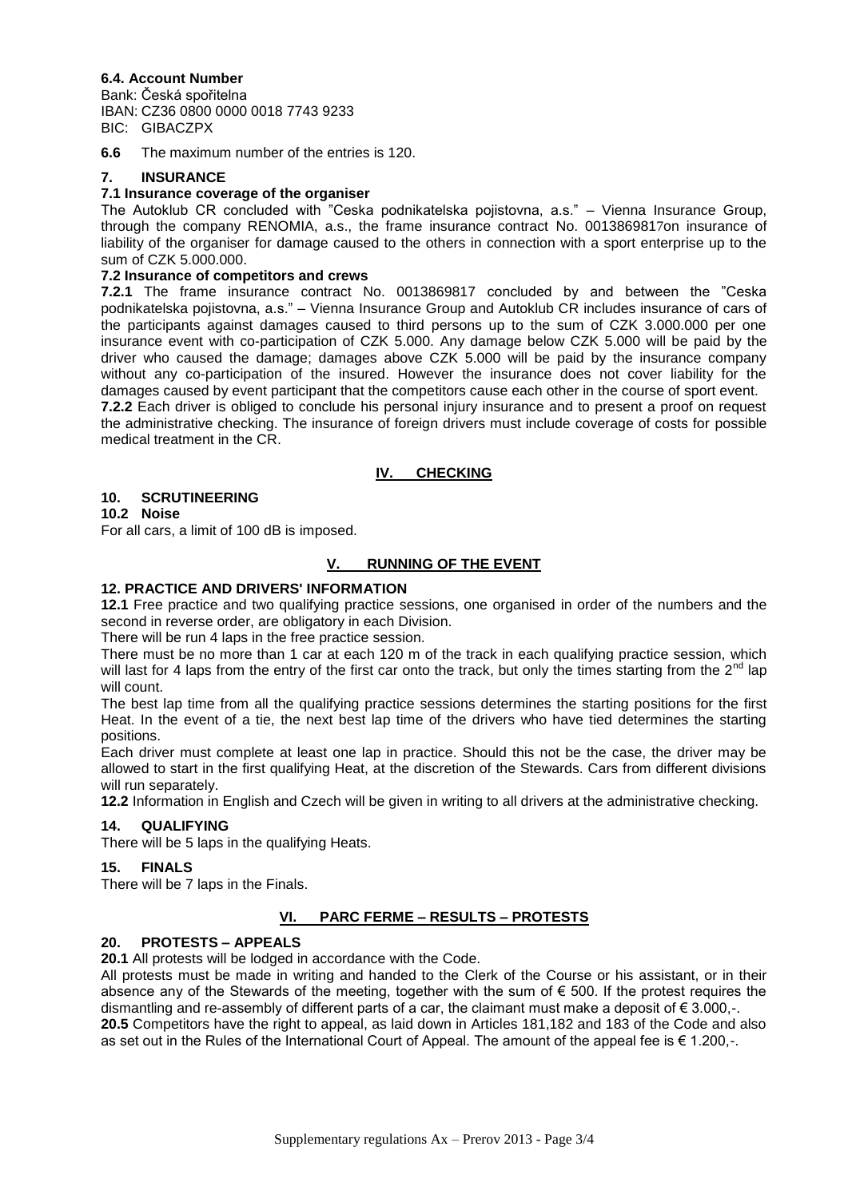**6.4. Account Number**

Bank: Česká spořitelna
IBAN: CZ36 0800 0000 0018 7743 9233
BIC: GIBACZPX

**6.6** The maximum number of the entries is 120.

## 7. INSURANCE

**7.1 Insurance coverage of the organiser**

The Autoklub CR concluded with "Ceska podnikatelska pojistovna, a.s." – Vienna Insurance Group, through the company RENOMIA, a.s., the frame insurance contract No. 0013869817on insurance of liability of the organiser for damage caused to the others in connection with a sport enterprise up to the sum of CZK 5.000.000.

**7.2 Insurance of competitors and crews**

**7.2.1** The frame insurance contract No. 0013869817 concluded by and between the "Ceska podnikatelska pojistovna, a.s." – Vienna Insurance Group and Autoklub CR includes insurance of cars of the participants against damages caused to third persons up to the sum of CZK 3.000.000 per one insurance event with co-participation of CZK 5.000. Any damage below CZK 5.000 will be paid by the driver who caused the damage; damages above CZK 5.000 will be paid by the insurance company without any co-participation of the insured. However the insurance does not cover liability for the damages caused by event participant that the competitors cause each other in the course of sport event.

**7.2.2** Each driver is obliged to conclude his personal injury insurance and to present a proof on request the administrative checking. The insurance of foreign drivers must include coverage of costs for possible medical treatment in the CR.

## IV. CHECKING

## 10. SCRUTINEERING

**10.2 Noise**

For all cars, a limit of 100 dB is imposed.

## V. RUNNING OF THE EVENT

## 12. PRACTICE AND DRIVERS' INFORMATION

**12.1** Free practice and two qualifying practice sessions, one organised in order of the numbers and the second in reverse order, are obligatory in each Division.

There will be run 4 laps in the free practice session.

There must be no more than 1 car at each 120 m of the track in each qualifying practice session, which will last for 4 laps from the entry of the first car onto the track, but only the times starting from the 2nd lap will count.

The best lap time from all the qualifying practice sessions determines the starting positions for the first Heat. In the event of a tie, the next best lap time of the drivers who have tied determines the starting positions.

Each driver must complete at least one lap in practice. Should this not be the case, the driver may be allowed to start in the first qualifying Heat, at the discretion of the Stewards. Cars from different divisions will run separately.

**12.2** Information in English and Czech will be given in writing to all drivers at the administrative checking.

## 14. QUALIFYING

There will be 5 laps in the qualifying Heats.

## 15. FINALS

There will be 7 laps in the Finals.

## VI. PARC FERME – RESULTS – PROTESTS

## 20. PROTESTS – APPEALS

**20.1** All protests will be lodged in accordance with the Code.

All protests must be made in writing and handed to the Clerk of the Course or his assistant, or in their absence any of the Stewards of the meeting, together with the sum of € 500. If the protest requires the dismantling and re-assembly of different parts of a car, the claimant must make a deposit of € 3.000,-.

**20.5** Competitors have the right to appeal, as laid down in Articles 181,182 and 183 of the Code and also as set out in the Rules of the International Court of Appeal. The amount of the appeal fee is € 1.200,-.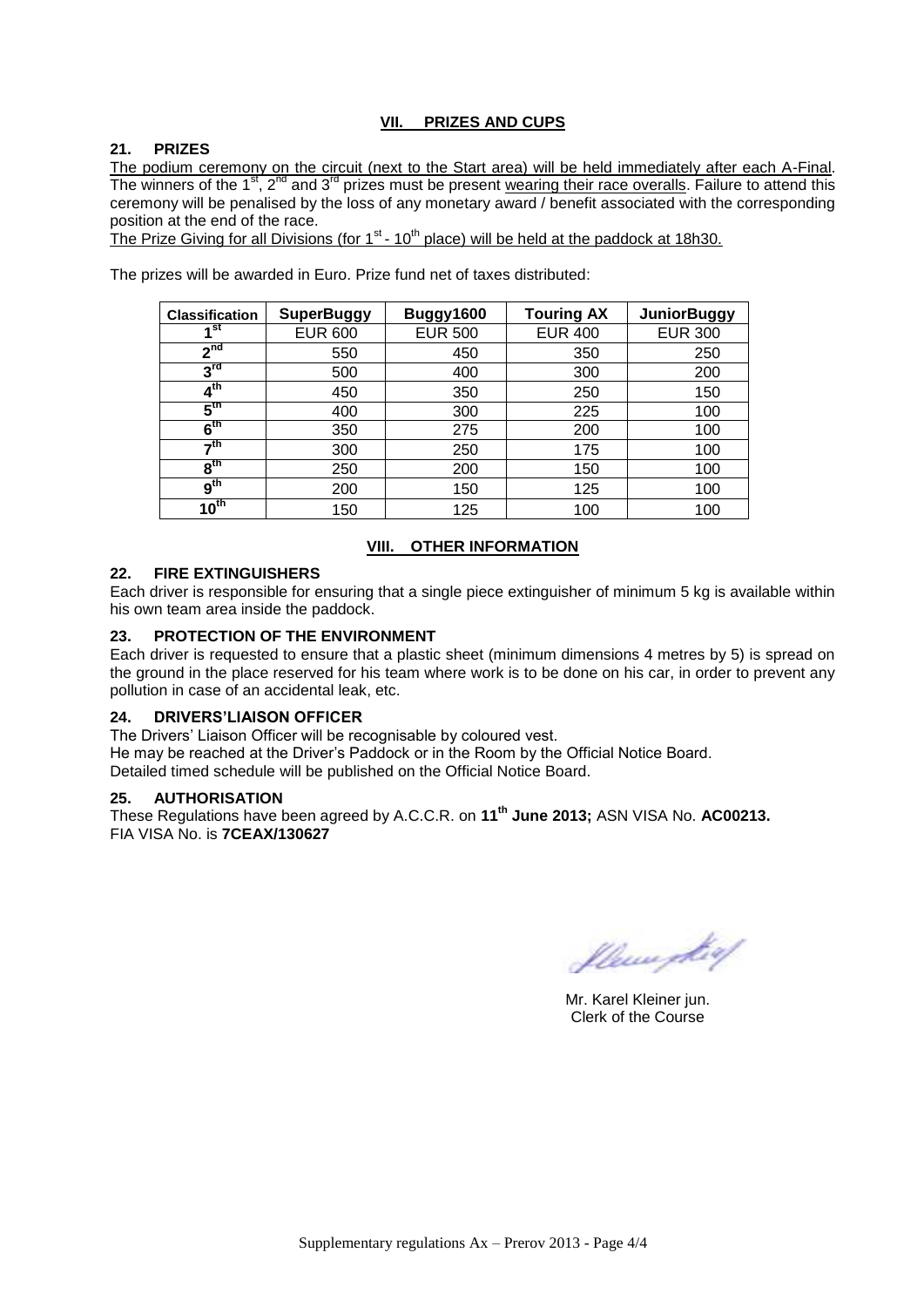## VII. PRIZES AND CUPS

### 21. PRIZES

The podium ceremony on the circuit (next to the Start area) will be held immediately after each A-Final. The winners of the 1st, 2nd and 3rd prizes must be present wearing their race overalls. Failure to attend this ceremony will be penalised by the loss of any monetary award / benefit associated with the corresponding position at the end of the race.

The Prize Giving for all Divisions (for 1st - 10th place) will be held at the paddock at 18h30.

The prizes will be awarded in Euro. Prize fund net of taxes distributed:

| Classification | SuperBuggy | Buggy1600 | Touring AX | JuniorBuggy |
|---|---|---|---|---|
| 1st | EUR 600 | EUR 500 | EUR 400 | EUR 300 |
| 2nd | 550 | 450 | 350 | 250 |
| 3rd | 500 | 400 | 300 | 200 |
| 4th | 450 | 350 | 250 | 150 |
| 5th | 400 | 300 | 225 | 100 |
| 6th | 350 | 275 | 200 | 100 |
| 7th | 300 | 250 | 175 | 100 |
| 8th | 250 | 200 | 150 | 100 |
| 9th | 200 | 150 | 125 | 100 |
| 10th | 150 | 125 | 100 | 100 |

## VIII. OTHER INFORMATION

### 22. FIRE EXTINGUISHERS

Each driver is responsible for ensuring that a single piece extinguisher of minimum 5 kg is available within his own team area inside the paddock.

### 23. PROTECTION OF THE ENVIRONMENT

Each driver is requested to ensure that a plastic sheet (minimum dimensions 4 metres by 5) is spread on the ground in the place reserved for his team where work is to be done on his car, in order to prevent any pollution in case of an accidental leak, etc.

### 24. DRIVERS'LIAISON OFFICER

The Drivers' Liaison Officer will be recognisable by coloured vest.
He may be reached at the Driver's Paddock or in the Room by the Official Notice Board.
Detailed timed schedule will be published on the Official Notice Board.

### 25. AUTHORISATION

These Regulations have been agreed by A.C.C.R. on **11th June 2013;** ASN VISA No. **AC00213.**
FIA VISA No. is **7CEAX/130627**

Mr. Karel Kleiner jun.
Clerk of the Course